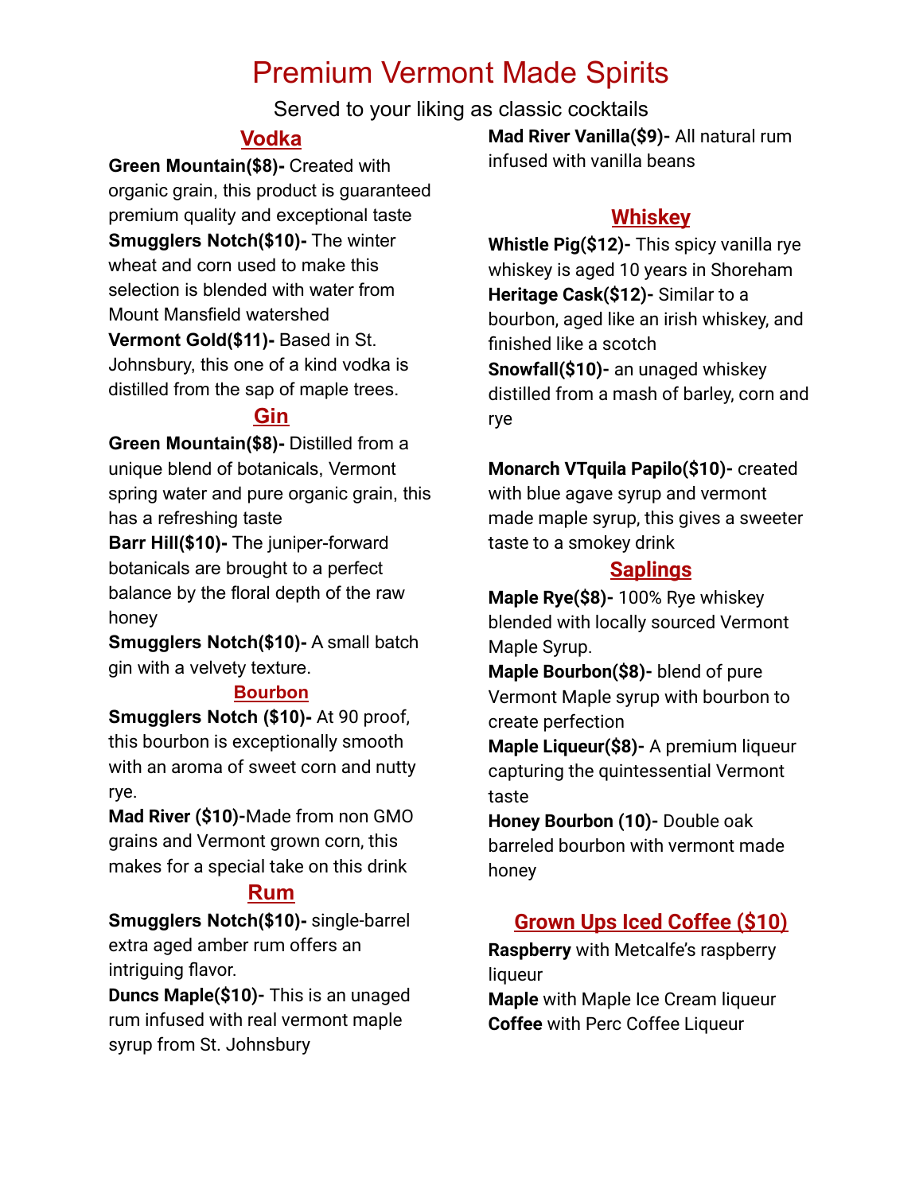# Premium Vermont Made Spirits

Served to your liking as classic cocktails

## Vodka

**Green Mountain($8)-** Created with organic grain, this product is guaranteed premium quality and exceptional taste

**Smugglers Notch($10)-** The winter wheat and corn used to make this selection is blended with water from Mount Mansfield watershed

**Vermont Gold($11)-** Based in St. Johnsbury, this one of a kind vodka is distilled from the sap of maple trees.

## Gin

**Green Mountain($8)-** Distilled from a unique blend of botanicals, Vermont spring water and pure organic grain, this has a refreshing taste

**Barr Hill($10)-** The juniper-forward botanicals are brought to a perfect balance by the floral depth of the raw honey

**Smugglers Notch($10)-** A small batch gin with a velvety texture.

## Bourbon

**Smugglers Notch ($10)-** At 90 proof, this bourbon is exceptionally smooth with an aroma of sweet corn and nutty rye.

**Mad River ($10)-**Made from non GMO grains and Vermont grown corn, this makes for a special take on this drink

## Rum

**Smugglers Notch($10)-** single-barrel extra aged amber rum offers an intriguing flavor.

**Duncs Maple($10)-** This is an unaged rum infused with real vermont maple syrup from St. Johnsbury

**Mad River Vanilla($9)-** All natural rum infused with vanilla beans

## Whiskey

**Whistle Pig($12)-** This spicy vanilla rye whiskey is aged 10 years in Shoreham

**Heritage Cask($12)-** Similar to a bourbon, aged like an irish whiskey, and finished like a scotch

**Snowfall($10)-** an unaged whiskey distilled from a mash of barley, corn and rye

**Monarch VTquila Papilo($10)-** created with blue agave syrup and vermont made maple syrup, this gives a sweeter taste to a smokey drink

## Saplings

**Maple Rye($8)-** 100% Rye whiskey blended with locally sourced Vermont Maple Syrup.

**Maple Bourbon($8)-** blend of pure Vermont Maple syrup with bourbon to create perfection

**Maple Liqueur($8)-** A premium liqueur capturing the quintessential Vermont taste

**Honey Bourbon (10)-** Double oak barreled bourbon with vermont made honey

## Grown Ups Iced Coffee ($10)

**Raspberry** with Metcalfe's raspberry liqueur

**Maple** with Maple Ice Cream liqueur

**Coffee** with Perc Coffee Liqueur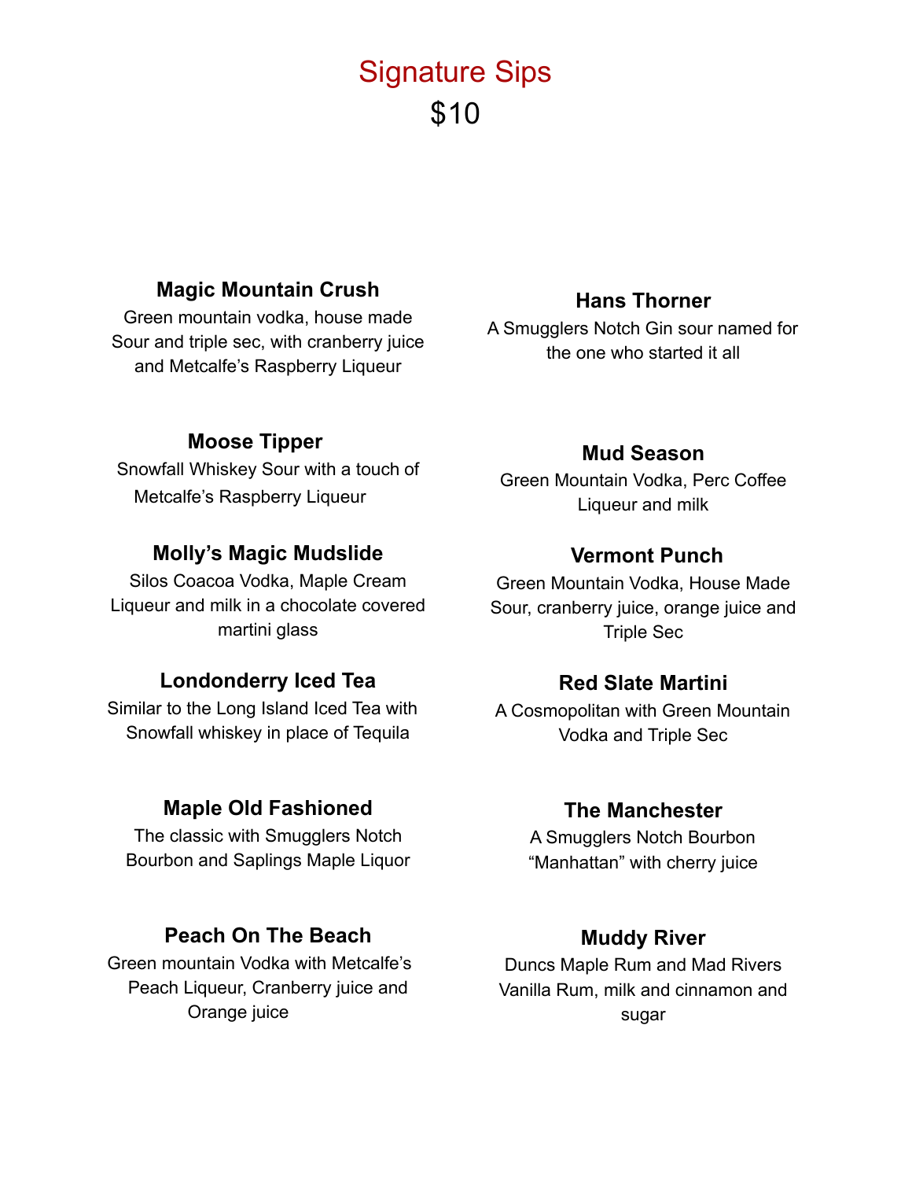# Signature Sips

## $10

### Magic Mountain Crush

Green mountain vodka, house made Sour and triple sec, with cranberry juice and Metcalfe's Raspberry Liqueur

### Hans Thorner

A Smugglers Notch Gin sour named for the one who started it all

### Moose Tipper

Snowfall Whiskey Sour with a touch of Metcalfe's Raspberry Liqueur

### Mud Season

Green Mountain Vodka, Perc Coffee Liqueur and milk

### Molly's Magic Mudslide

Silos Coacoa Vodka, Maple Cream Liqueur and milk in a chocolate covered martini glass

### Vermont Punch

Green Mountain Vodka, House Made Sour, cranberry juice, orange juice and Triple Sec

### Londonderry Iced Tea

Similar to the Long Island Iced Tea with Snowfall whiskey in place of Tequila

### Red Slate Martini

A Cosmopolitan with Green Mountain Vodka and Triple Sec

### Maple Old Fashioned

The classic with Smugglers Notch Bourbon and Saplings Maple Liquor

### The Manchester

A Smugglers Notch Bourbon "Manhattan" with cherry juice

### Peach On The Beach

Green mountain Vodka with Metcalfe's Peach Liqueur, Cranberry juice and Orange juice

### Muddy River

Duncs Maple Rum and Mad Rivers Vanilla Rum, milk and cinnamon and sugar